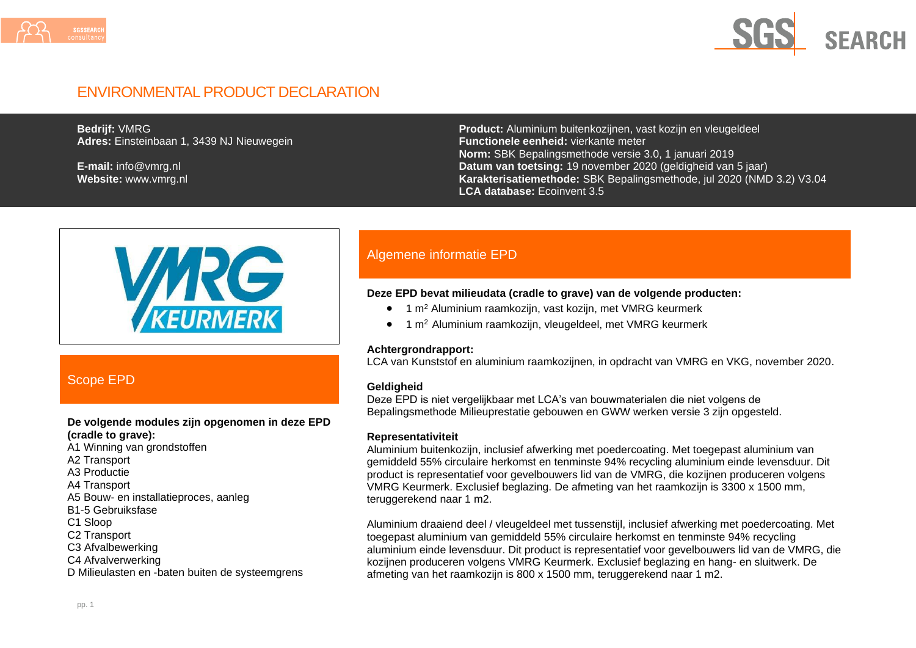# ENVIRONMENTAL PRODUCT DECLARATION

**Bedrijf:** VMRG
**Adres:** Einsteinbaan 1, 3439 NJ Nieuwegein

**E-mail:** info@vmrg.nl
**Website:** www.vmrg.nl

**Product:** Aluminium buitenkozijnen, vast kozijn en vleugeldeel
**Functionele eenheid:** vierkante meter
**Norm:** SBK Bepalingsmethode versie 3.0, 1 januari 2019
**Datum van toetsing:** 19 november 2020 (geldigheid van 5 jaar)
**Karakterisatiemethode:** SBK Bepalingsmethode, jul 2020 (NMD 3.2) V3.04
**LCA database:** Ecoinvent 3.5

## Scope EPD

**De volgende modules zijn opgenomen in deze EPD (cradle to grave):**

A1 Winning van grondstoffen
A2 Transport
A3 Productie
A4 Transport
A5 Bouw- en installatieproces, aanleg
B1-5 Gebruiksfase
C1 Sloop
C2 Transport
C3 Afvalbewerking
C4 Afvalverwerking
D Milieulasten en -baten buiten de systeemgrens

## Algemene informatie EPD

**Deze EPD bevat milieudata (cradle to grave) van de volgende producten:**

- 1 $m^2$ Aluminium raamkozijn, vast kozijn, met VMRG keurmerk
- 1 $m^2$ Aluminium raamkozijn, vleugeldeel, met VMRG keurmerk

**Achtergrondrapport:**
LCA van Kunststof en aluminium raamkozijnen, in opdracht van VMRG en VKG, november 2020.

**Geldigheid**
Deze EPD is niet vergelijkbaar met LCA's van bouwmaterialen die niet volgens de Bepalingsmethode Milieuprestatie gebouwen en GWW werken versie 3 zijn opgesteld.

**Representativiteit**
Aluminium buitenkozijn, inclusief afwerking met poedercoating. Met toegepast aluminium van gemiddeld 55% circulaire herkomst en tenminste 94% recycling aluminium einde levensduur. Dit product is representatief voor gevelbouwers lid van de VMRG, die kozijnen produceren volgens VMRG Keurmerk. Exclusief beglazing. De afmeting van het raamkozijn is 3300 x 1500 mm, teruggerekend naar 1 m2.

Aluminium draaiend deel / vleugeldeel met tussenstijl, inclusief afwerking met poedercoating. Met toegepast aluminium van gemiddeld 55% circulaire herkomst en tenminste 94% recycling aluminium einde levensduur. Dit product is representatief voor gevelbouwers lid van de VMRG, die kozijnen produceren volgens VMRG Keurmerk. Exclusief beglazing en hang- en sluitwerk. De afmeting van het raamkozijn is 800 x 1500 mm, teruggerekend naar 1 m2.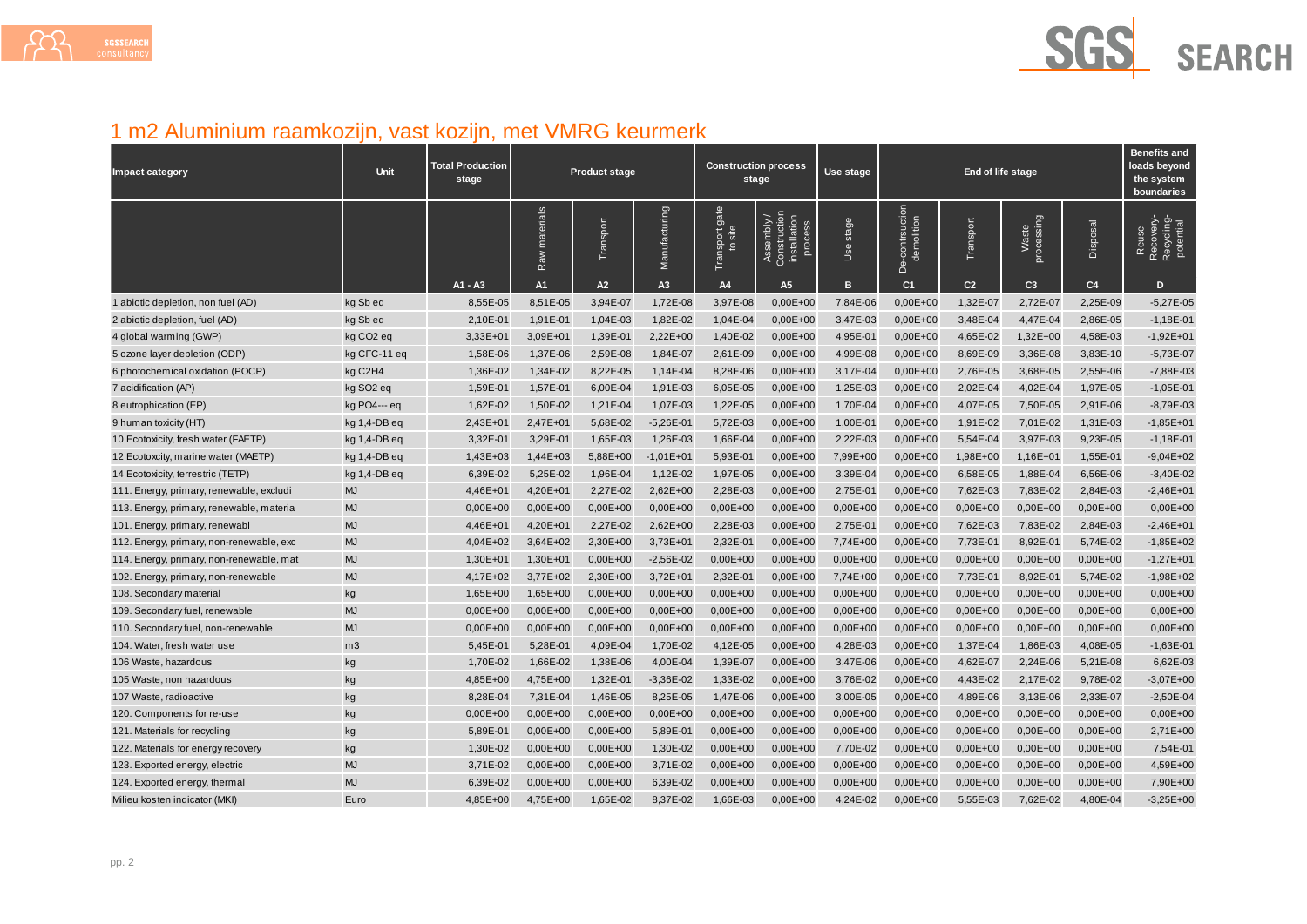## 1 m2 Aluminium raamkozijn, vast kozijn, met VMRG keurmerk

| Impact category | Unit | Total Production stage | Product stage | | | Construction process stage | | Use stage | End of life stage | | | | Benefits and loads beyond the system boundaries |
|---|---|---|---|---|---|---|---|---|---|---|---|---|---|
| | | | Raw materials | Transport | Manufacturing | Transport gate to site | Assembly / Construction installation process | Use stage | De-contrusction demolition | Transport | Waste processing | Disposal | Reuse-Recovery-Recycling-potential |
| | | A1 - A3 | A1 | A2 | A3 | A4 | A5 | B | C1 | C2 | C3 | C4 | D |
| 1 abiotic depletion, non fuel (AD) | kg Sb eq | 8,55E-05 | 8,51E-05 | 3,94E-07 | 1,72E-08 | 3,97E-08 | 0,00E+00 | 7,84E-06 | 0,00E+00 | 1,32E-07 | 2,72E-07 | 2,25E-09 | -5,27E-05 |
| 2 abiotic depletion, fuel (AD) | kg Sb eq | 2,10E-01 | 1,91E-01 | 1,04E-03 | 1,82E-02 | 1,04E-04 | 0,00E+00 | 3,47E-03 | 0,00E+00 | 3,48E-04 | 4,47E-04 | 2,86E-05 | -1,18E-01 |
| 4 global warming (GWP) | kg CO2 eq | 3,33E+01 | 3,09E+01 | 1,39E-01 | 2,22E+00 | 1,40E-02 | 0,00E+00 | 4,95E-01 | 0,00E+00 | 4,65E-02 | 1,32E+00 | 4,58E-03 | -1,92E+01 |
| 5 ozone layer depletion (ODP) | kg CFC-11 eq | 1,58E-06 | 1,37E-06 | 2,59E-08 | 1,84E-07 | 2,61E-09 | 0,00E+00 | 4,99E-08 | 0,00E+00 | 8,69E-09 | 3,36E-08 | 3,83E-10 | -5,73E-07 |
| 6 photochemical oxidation (POCP) | kg C2H4 | 1,36E-02 | 1,34E-02 | 8,22E-05 | 1,14E-04 | 8,28E-06 | 0,00E+00 | 3,17E-04 | 0,00E+00 | 2,76E-05 | 3,68E-05 | 2,55E-06 | -7,88E-03 |
| 7 acidification (AP) | kg SO2 eq | 1,59E-01 | 1,57E-01 | 6,00E-04 | 1,91E-03 | 6,05E-05 | 0,00E+00 | 1,25E-03 | 0,00E+00 | 2,02E-04 | 4,02E-04 | 1,97E-05 | -1,05E-01 |
| 8 eutrophication (EP) | kg PO4--- eq | 1,62E-02 | 1,50E-02 | 1,21E-04 | 1,07E-03 | 1,22E-05 | 0,00E+00 | 1,70E-04 | 0,00E+00 | 4,07E-05 | 7,50E-05 | 2,91E-06 | -8,79E-03 |
| 9 human toxicity (HT) | kg 1,4-DB eq | 2,43E+01 | 2,47E+01 | 5,68E-02 | -5,26E-01 | 5,72E-03 | 0,00E+00 | 1,00E-01 | 0,00E+00 | 1,91E-02 | 7,01E-02 | 1,31E-03 | -1,85E+01 |
| 10 Ecotoxicity, fresh water (FAETP) | kg 1,4-DB eq | 3,32E-01 | 3,29E-01 | 1,65E-03 | 1,26E-03 | 1,66E-04 | 0,00E+00 | 2,22E-03 | 0,00E+00 | 5,54E-04 | 3,97E-03 | 9,23E-05 | -1,18E-01 |
| 12 Ecotoxicity, marine water (MAETP) | kg 1,4-DB eq | 1,43E+03 | 1,44E+03 | 5,88E+00 | -1,01E+01 | 5,93E-01 | 0,00E+00 | 7,99E+00 | 0,00E+00 | 1,98E+00 | 1,16E+01 | 1,55E-01 | -9,04E+02 |
| 14 Ecotoxicity, terrestric (TETP) | kg 1,4-DB eq | 6,39E-02 | 5,25E-02 | 1,96E-04 | 1,12E-02 | 1,97E-05 | 0,00E+00 | 3,39E-04 | 0,00E+00 | 6,58E-05 | 1,88E-04 | 6,56E-06 | -3,40E-02 |
| 111. Energy, primary, renewable, excludi | MJ | 4,46E+01 | 4,20E+01 | 2,27E-02 | 2,62E+00 | 2,28E-03 | 0,00E+00 | 2,75E-01 | 0,00E+00 | 7,62E-03 | 7,83E-02 | 2,84E-03 | -2,46E+01 |
| 113. Energy, primary, renewable, materia | MJ | 0,00E+00 | 0,00E+00 | 0,00E+00 | 0,00E+00 | 0,00E+00 | 0,00E+00 | 0,00E+00 | 0,00E+00 | 0,00E+00 | 0,00E+00 | 0,00E+00 | 0,00E+00 |
| 101. Energy, primary, renewabl | MJ | 4,46E+01 | 4,20E+01 | 2,27E-02 | 2,62E+00 | 2,28E-03 | 0,00E+00 | 2,75E-01 | 0,00E+00 | 7,62E-03 | 7,83E-02 | 2,84E-03 | -2,46E+01 |
| 112. Energy, primary, non-renewable, exc | MJ | 4,04E+02 | 3,64E+02 | 2,30E+00 | 3,73E+01 | 2,32E-01 | 0,00E+00 | 7,74E+00 | 0,00E+00 | 7,73E-01 | 8,92E-01 | 5,74E-02 | -1,85E+02 |
| 114. Energy, primary, non-renewable, mat | MJ | 1,30E+01 | 1,30E+01 | 0,00E+00 | -2,56E-02 | 0,00E+00 | 0,00E+00 | 0,00E+00 | 0,00E+00 | 0,00E+00 | 0,00E+00 | 0,00E+00 | -1,27E+01 |
| 102. Energy, primary, non-renewable | MJ | 4,17E+02 | 3,77E+02 | 2,30E+00 | 3,72E+01 | 2,32E-01 | 0,00E+00 | 7,74E+00 | 0,00E+00 | 7,73E-01 | 8,92E-01 | 5,74E-02 | -1,98E+02 |
| 108. Secondary material | kg | 1,65E+00 | 1,65E+00 | 0,00E+00 | 0,00E+00 | 0,00E+00 | 0,00E+00 | 0,00E+00 | 0,00E+00 | 0,00E+00 | 0,00E+00 | 0,00E+00 | 0,00E+00 |
| 109. Secondary fuel, renewable | MJ | 0,00E+00 | 0,00E+00 | 0,00E+00 | 0,00E+00 | 0,00E+00 | 0,00E+00 | 0,00E+00 | 0,00E+00 | 0,00E+00 | 0,00E+00 | 0,00E+00 | 0,00E+00 |
| 110. Secondary fuel, non-renewable | MJ | 0,00E+00 | 0,00E+00 | 0,00E+00 | 0,00E+00 | 0,00E+00 | 0,00E+00 | 0,00E+00 | 0,00E+00 | 0,00E+00 | 0,00E+00 | 0,00E+00 | 0,00E+00 |
| 104. Water, fresh water use | m3 | 5,45E-01 | 5,28E-01 | 4,09E-04 | 1,70E-02 | 4,12E-05 | 0,00E+00 | 4,28E-03 | 0,00E+00 | 1,37E-04 | 1,86E-03 | 4,08E-05 | -1,63E-01 |
| 106 Waste, hazardous | kg | 1,70E-02 | 1,66E-02 | 1,38E-06 | 4,00E-04 | 1,39E-07 | 0,00E+00 | 3,47E-06 | 0,00E+00 | 4,62E-07 | 2,24E-06 | 5,21E-08 | 6,62E-03 |
| 105 Waste, non hazardous | kg | 4,85E+00 | 4,75E+00 | 1,32E-01 | -3,36E-02 | 1,33E-02 | 0,00E+00 | 3,76E-02 | 0,00E+00 | 4,43E-02 | 2,17E-02 | 9,78E-02 | -3,07E+00 |
| 107 Waste, radioactive | kg | 8,28E-04 | 7,31E-04 | 1,46E-05 | 8,25E-05 | 1,47E-06 | 0,00E+00 | 3,00E-05 | 0,00E+00 | 4,89E-06 | 3,13E-06 | 2,33E-07 | -2,50E-04 |
| 120. Components for re-use | kg | 0,00E+00 | 0,00E+00 | 0,00E+00 | 0,00E+00 | 0,00E+00 | 0,00E+00 | 0,00E+00 | 0,00E+00 | 0,00E+00 | 0,00E+00 | 0,00E+00 | 0,00E+00 |
| 121. Materials for recycling | kg | 5,89E-01 | 0,00E+00 | 0,00E+00 | 5,89E-01 | 0,00E+00 | 0,00E+00 | 0,00E+00 | 0,00E+00 | 0,00E+00 | 0,00E+00 | 0,00E+00 | 2,71E+00 |
| 122. Materials for energy recovery | kg | 1,30E-02 | 0,00E+00 | 0,00E+00 | 1,30E-02 | 0,00E+00 | 0,00E+00 | 7,70E-02 | 0,00E+00 | 0,00E+00 | 0,00E+00 | 0,00E+00 | 7,54E-01 |
| 123. Exported energy, electric | MJ | 3,71E-02 | 0,00E+00 | 0,00E+00 | 3,71E-02 | 0,00E+00 | 0,00E+00 | 0,00E+00 | 0,00E+00 | 0,00E+00 | 0,00E+00 | 0,00E+00 | 4,59E+00 |
| 124. Exported energy, thermal | MJ | 6,39E-02 | 0,00E+00 | 0,00E+00 | 6,39E-02 | 0,00E+00 | 0,00E+00 | 0,00E+00 | 0,00E+00 | 0,00E+00 | 0,00E+00 | 0,00E+00 | 7,90E+00 |
| Milieu kosten indicator (MKI) | Euro | 4,85E+00 | 4,75E+00 | 1,65E-02 | 8,37E-02 | 1,66E-03 | 0,00E+00 | 4,24E-02 | 0,00E+00 | 5,55E-03 | 7,62E-02 | 4,80E-04 | -3,25E+00 |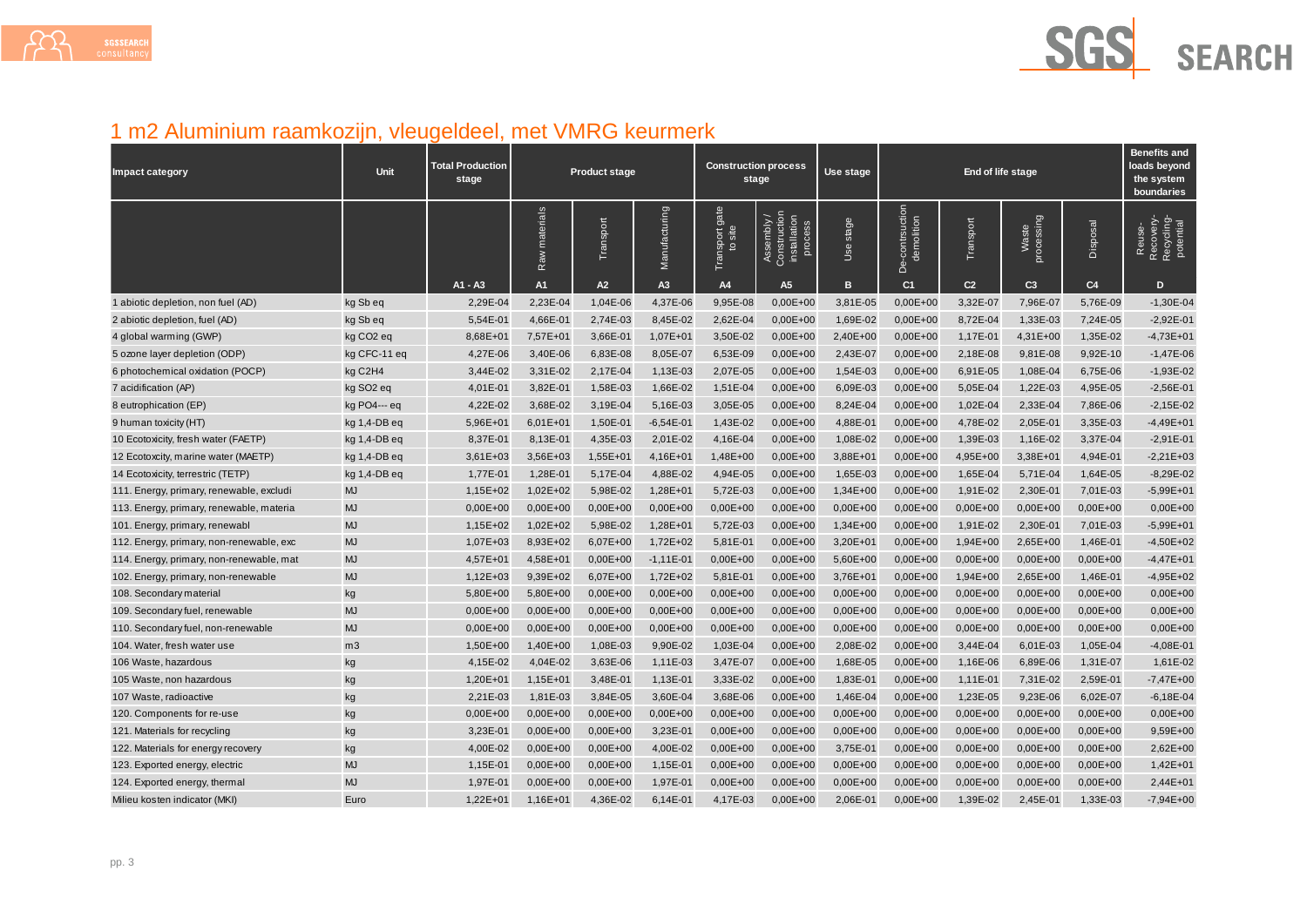## 1 m2 Aluminium raamkozijn, vleugeldeel, met VMRG keurmerk

| Impact category | Unit | Total Production stage | Product stage | | | Construction process stage | | Use stage | End of life stage | | | | Benefits and loads beyond the system boundaries |
|---|---|---|---|---|---|---|---|---|---|---|---|---|---|
| | | | Raw materials | Transport | Manufacturing | Transport gate to site | Assembly / Construction installation process | Use stage | De-contsruction demolition | Transport | Waste processing | Disposal | Reuse-Recovery-Recycling-potential |
| | | A1 - A3 | A1 | A2 | A3 | A4 | A5 | B | C1 | C2 | C3 | C4 | D |
| 1 abiotic depletion, non fuel (AD) | kg Sb eq | 2,29E-04 | 2,23E-04 | 1,04E-06 | 4,37E-06 | 9,95E-08 | 0,00E+00 | 3,81E-05 | 0,00E+00 | 3,32E-07 | 7,96E-07 | 5,76E-09 | -1,30E-04 |
| 2 abiotic depletion, fuel (AD) | kg Sb eq | 5,54E-01 | 4,66E-01 | 2,74E-03 | 8,45E-02 | 2,62E-04 | 0,00E+00 | 1,69E-02 | 0,00E+00 | 8,72E-04 | 1,33E-03 | 7,24E-05 | -2,92E-01 |
| 4 global warming (GWP) | kg CO2 eq | 8,68E+01 | 7,57E+01 | 3,66E-01 | 1,07E+01 | 3,50E-02 | 0,00E+00 | 2,40E+00 | 0,00E+00 | 1,17E-01 | 4,31E+00 | 1,35E-02 | -4,73E+01 |
| 5 ozone layer depletion (ODP) | kg CFC-11 eq | 4,27E-06 | 3,40E-06 | 6,83E-08 | 8,05E-07 | 6,53E-09 | 0,00E+00 | 2,43E-07 | 0,00E+00 | 2,18E-08 | 9,81E-08 | 9,92E-10 | -1,47E-06 |
| 6 photochemical oxidation (POCP) | kg C2H4 | 3,44E-02 | 3,31E-02 | 2,17E-04 | 1,13E-03 | 2,07E-05 | 0,00E+00 | 1,54E-03 | 0,00E+00 | 6,91E-05 | 1,08E-04 | 6,75E-06 | -1,93E-02 |
| 7 acidification (AP) | kg SO2 eq | 4,01E-01 | 3,82E-01 | 1,58E-03 | 1,66E-02 | 1,51E-04 | 0,00E+00 | 6,09E-03 | 0,00E+00 | 5,05E-04 | 1,22E-03 | 4,95E-05 | -2,56E-01 |
| 8 eutrophication (EP) | kg PO4--- eq | 4,22E-02 | 3,68E-02 | 3,19E-04 | 5,16E-03 | 3,05E-05 | 0,00E+00 | 8,24E-04 | 0,00E+00 | 1,02E-04 | 2,33E-04 | 7,86E-06 | -2,15E-02 |
| 9 human toxicity (HT) | kg 1,4-DB eq | 5,96E+01 | 6,01E+01 | 1,50E-01 | -6,54E-01 | 1,43E-02 | 0,00E+00 | 4,88E-01 | 0,00E+00 | 4,78E-02 | 2,05E-01 | 3,35E-03 | -4,49E+01 |
| 10 Ecotoxicity, fresh water (FAETP) | kg 1,4-DB eq | 8,37E-01 | 8,13E-01 | 4,35E-03 | 2,01E-02 | 4,16E-04 | 0,00E+00 | 1,08E-02 | 0,00E+00 | 1,39E-03 | 1,16E-02 | 3,37E-04 | -2,91E-01 |
| 12 Ecotoxicity, marine water (MAETP) | kg 1,4-DB eq | 3,61E+03 | 3,56E+03 | 1,55E+01 | 4,16E+01 | 1,48E+00 | 0,00E+00 | 3,88E+01 | 0,00E+00 | 4,95E+00 | 3,38E+01 | 4,94E-01 | -2,21E+03 |
| 14 Ecotoxicity, terrestric (TETP) | kg 1,4-DB eq | 1,77E-01 | 1,28E-01 | 5,17E-04 | 4,88E-02 | 4,94E-05 | 0,00E+00 | 1,65E-03 | 0,00E+00 | 1,65E-04 | 5,71E-04 | 1,64E-05 | -8,29E-02 |
| 111. Energy, primary, renewable, excludi | MJ | 1,15E+02 | 1,02E+02 | 5,98E-02 | 1,28E+01 | 5,72E-03 | 0,00E+00 | 1,34E+00 | 0,00E+00 | 1,91E-02 | 2,30E-01 | 7,01E-03 | -5,99E+01 |
| 113. Energy, primary, renewable, materia | MJ | 0,00E+00 | 0,00E+00 | 0,00E+00 | 0,00E+00 | 0,00E+00 | 0,00E+00 | 0,00E+00 | 0,00E+00 | 0,00E+00 | 0,00E+00 | 0,00E+00 | 0,00E+00 |
| 101. Energy, primary, renewabl | MJ | 1,15E+02 | 1,02E+02 | 5,98E-02 | 1,28E+01 | 5,72E-03 | 0,00E+00 | 1,34E+00 | 0,00E+00 | 1,91E-02 | 2,30E-01 | 7,01E-03 | -5,99E+01 |
| 112. Energy, primary, non-renewable, exc | MJ | 1,07E+03 | 8,93E+02 | 6,07E+00 | 1,72E+02 | 5,81E-01 | 0,00E+00 | 3,20E+01 | 0,00E+00 | 1,94E+00 | 2,65E+00 | 1,46E-01 | -4,50E+02 |
| 114. Energy, primary, non-renewable, mat | MJ | 4,57E+01 | 4,58E+01 | 0,00E+00 | -1,11E-01 | 0,00E+00 | 0,00E+00 | 5,60E+00 | 0,00E+00 | 0,00E+00 | 0,00E+00 | 0,00E+00 | -4,47E+01 |
| 102. Energy, primary, non-renewable | MJ | 1,12E+03 | 9,39E+02 | 6,07E+00 | 1,72E+02 | 5,81E-01 | 0,00E+00 | 3,76E+01 | 0,00E+00 | 1,94E+00 | 2,65E+00 | 1,46E-01 | -4,95E+02 |
| 108. Secondary material | kg | 5,80E+00 | 5,80E+00 | 0,00E+00 | 0,00E+00 | 0,00E+00 | 0,00E+00 | 0,00E+00 | 0,00E+00 | 0,00E+00 | 0,00E+00 | 0,00E+00 | 0,00E+00 |
| 109. Secondary fuel, renewable | MJ | 0,00E+00 | 0,00E+00 | 0,00E+00 | 0,00E+00 | 0,00E+00 | 0,00E+00 | 0,00E+00 | 0,00E+00 | 0,00E+00 | 0,00E+00 | 0,00E+00 | 0,00E+00 |
| 110. Secondary fuel, non-renewable | MJ | 0,00E+00 | 0,00E+00 | 0,00E+00 | 0,00E+00 | 0,00E+00 | 0,00E+00 | 0,00E+00 | 0,00E+00 | 0,00E+00 | 0,00E+00 | 0,00E+00 | 0,00E+00 |
| 104. Water, fresh water use | m3 | 1,50E+00 | 1,40E+00 | 1,08E-03 | 9,90E-02 | 1,03E-04 | 0,00E+00 | 2,08E-02 | 0,00E+00 | 3,44E-04 | 6,01E-03 | 1,05E-04 | -4,08E-01 |
| 106 Waste, hazardous | kg | 4,15E-02 | 4,04E-02 | 3,63E-06 | 1,11E-03 | 3,47E-07 | 0,00E+00 | 1,68E-05 | 0,00E+00 | 1,16E-06 | 6,89E-06 | 1,31E-07 | 1,61E-02 |
| 105 Waste, non hazardous | kg | 1,20E+01 | 1,15E+01 | 3,48E-01 | 1,13E-01 | 3,33E-02 | 0,00E+00 | 1,83E-01 | 0,00E+00 | 1,11E-01 | 7,31E-02 | 2,59E-01 | -7,47E+00 |
| 107 Waste, radioactive | kg | 2,21E-03 | 1,81E-03 | 3,84E-05 | 3,60E-04 | 3,68E-06 | 0,00E+00 | 1,46E-04 | 0,00E+00 | 1,23E-05 | 9,23E-06 | 6,02E-07 | -6,18E-04 |
| 120. Components for re-use | kg | 0,00E+00 | 0,00E+00 | 0,00E+00 | 0,00E+00 | 0,00E+00 | 0,00E+00 | 0,00E+00 | 0,00E+00 | 0,00E+00 | 0,00E+00 | 0,00E+00 | 0,00E+00 |
| 121. Materials for recycling | kg | 3,23E-01 | 0,00E+00 | 0,00E+00 | 3,23E-01 | 0,00E+00 | 0,00E+00 | 0,00E+00 | 0,00E+00 | 0,00E+00 | 0,00E+00 | 0,00E+00 | 9,59E+00 |
| 122. Materials for energy recovery | kg | 4,00E-02 | 0,00E+00 | 0,00E+00 | 4,00E-02 | 0,00E+00 | 0,00E+00 | 3,75E-01 | 0,00E+00 | 0,00E+00 | 0,00E+00 | 0,00E+00 | 2,62E+00 |
| 123. Exported energy, electric | MJ | 1,15E-01 | 0,00E+00 | 0,00E+00 | 1,15E-01 | 0,00E+00 | 0,00E+00 | 0,00E+00 | 0,00E+00 | 0,00E+00 | 0,00E+00 | 0,00E+00 | 1,42E+01 |
| 124. Exported energy, thermal | MJ | 1,97E-01 | 0,00E+00 | 0,00E+00 | 1,97E-01 | 0,00E+00 | 0,00E+00 | 0,00E+00 | 0,00E+00 | 0,00E+00 | 0,00E+00 | 0,00E+00 | 2,44E+01 |
| Milieu kosten indicator (MKI) | Euro | 1,22E+01 | 1,16E+01 | 4,36E-02 | 6,14E-01 | 4,17E-03 | 0,00E+00 | 2,06E-01 | 0,00E+00 | 1,39E-02 | 2,45E-01 | 1,33E-03 | -7,94E+00 |